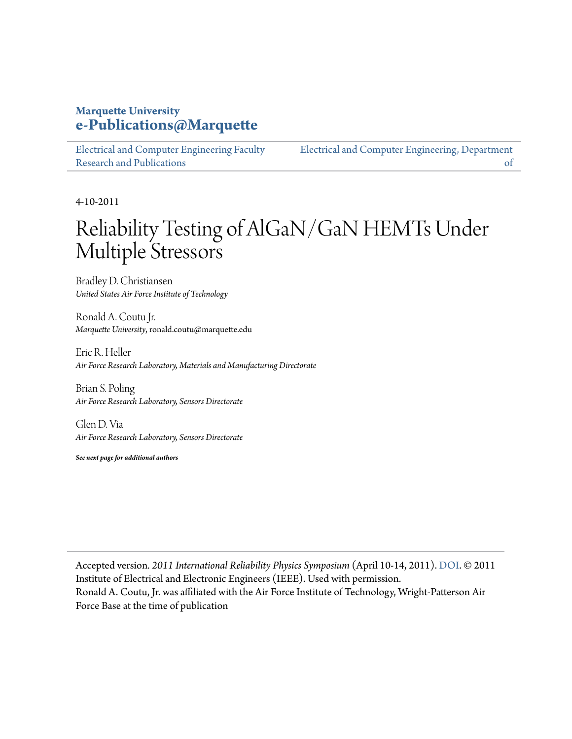**Marquette University**
**e-Publications@Marquette**

Electrical and Computer Engineering Faculty Research and Publications | Electrical and Computer Engineering, Department of

4-10-2011

# Reliability Testing of AlGaN/GaN HEMTs Under Multiple Stressors

Bradley D. Christiansen
*United States Air Force Institute of Technology*

Ronald A. Coutu Jr.
*Marquette University*, ronald.coutu@marquette.edu

Eric R. Heller
*Air Force Research Laboratory, Materials and Manufacturing Directorate*

Brian S. Poling
*Air Force Research Laboratory, Sensors Directorate*

Glen D. Via
*Air Force Research Laboratory, Sensors Directorate*

***See next page for additional authors***

Accepted version. *2011 International Reliability Physics Symposium* (April 10-14, 2011). DOI. © 2011 Institute of Electrical and Electronic Engineers (IEEE). Used with permission.
Ronald A. Coutu, Jr. was affiliated with the Air Force Institute of Technology, Wright-Patterson Air Force Base at the time of publication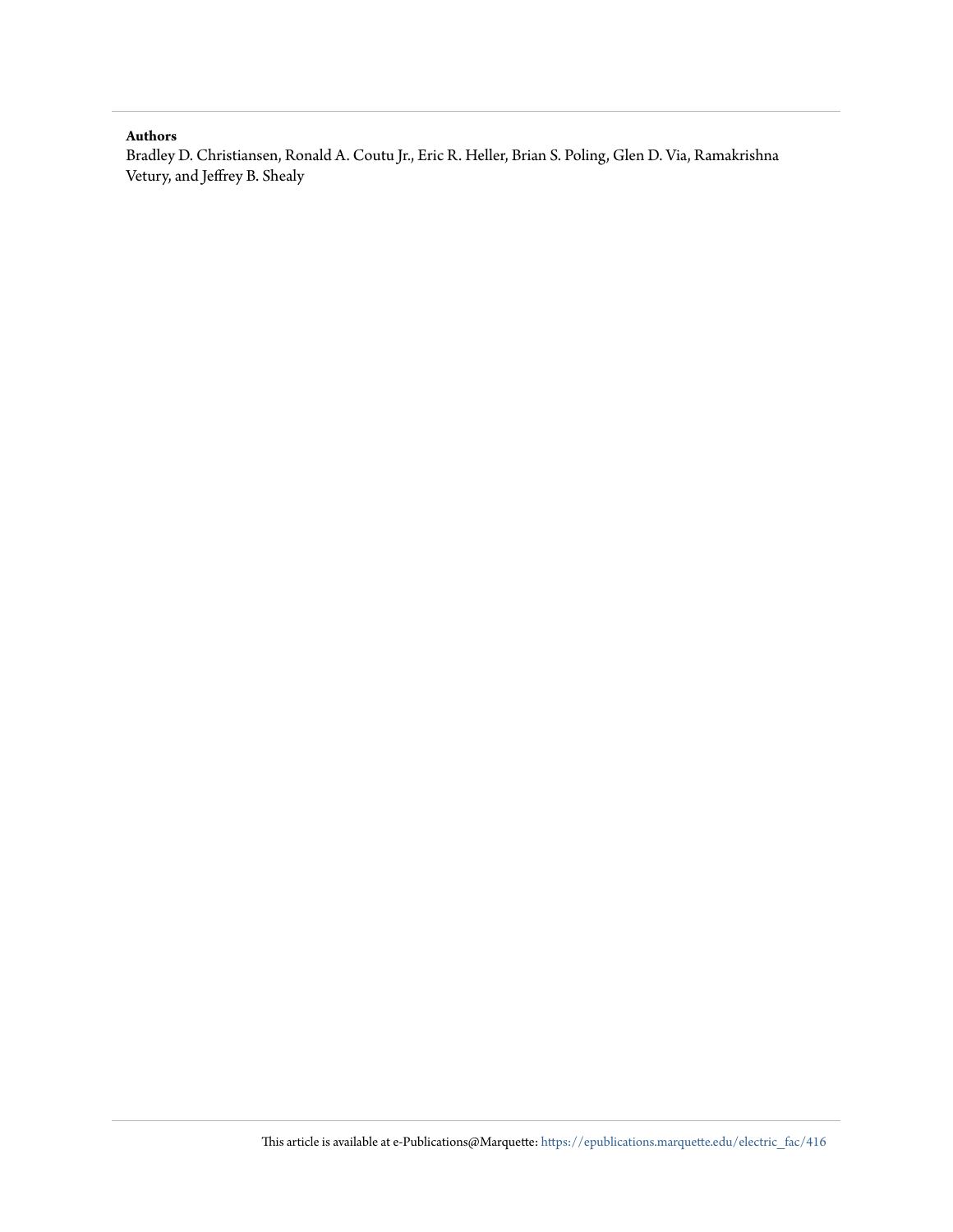**Authors**

Bradley D. Christiansen, Ronald A. Coutu Jr., Eric R. Heller, Brian S. Poling, Glen D. Via, Ramakrishna Vetury, and Jeffrey B. Shealy

This article is available at e-Publications@Marquette: https://epublications.marquette.edu/electric_fac/416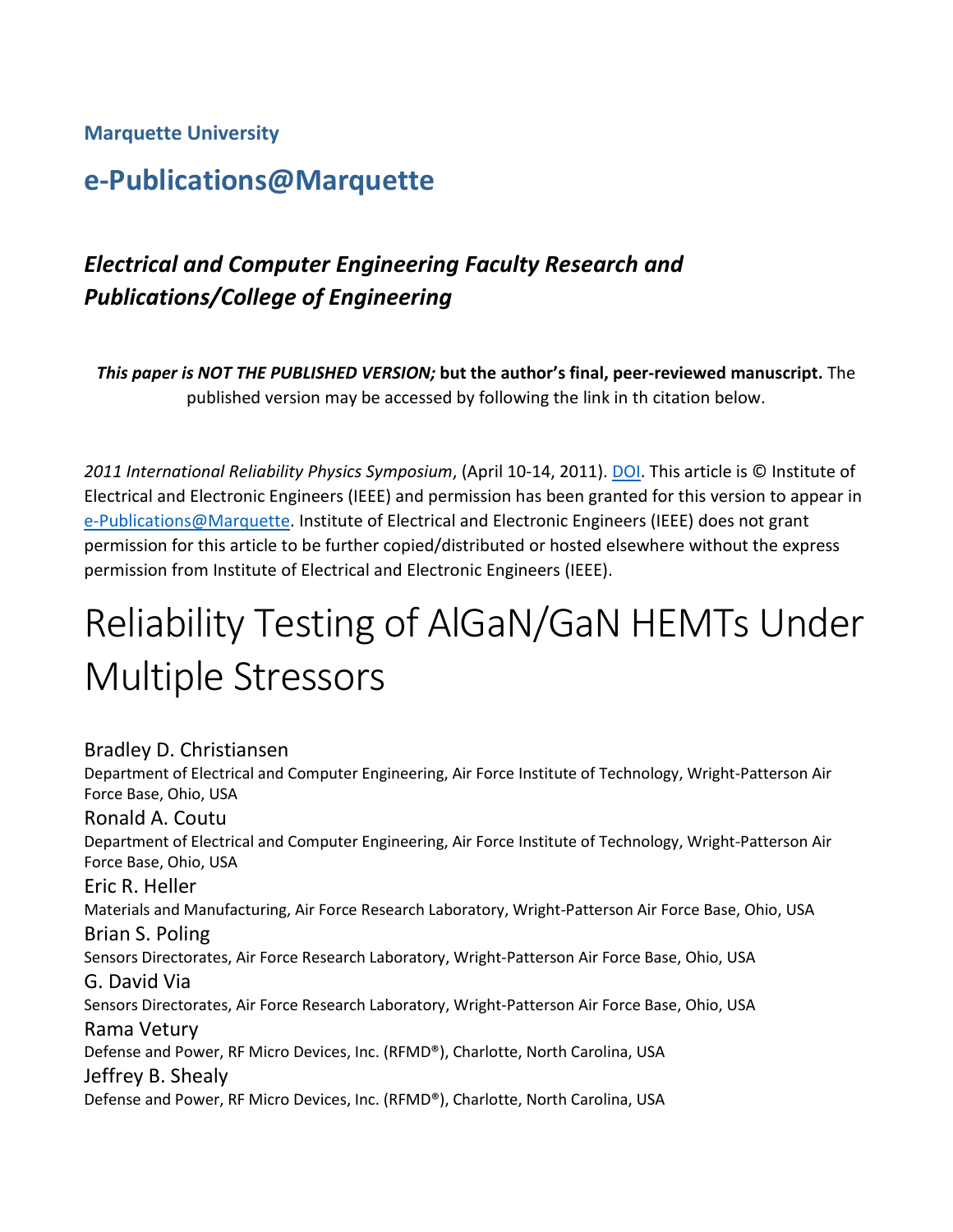**Marquette University**

## e-Publications@Marquette

### *Electrical and Computer Engineering Faculty Research and Publications/College of Engineering*

***This paper is NOT THE PUBLISHED VERSION;* but the author's final, peer-reviewed manuscript.** The published version may be accessed by following the link in th citation below.

*2011 International Reliability Physics Symposium*, (April 10-14, 2011). DOI. This article is © Institute of Electrical and Electronic Engineers (IEEE) and permission has been granted for this version to appear in e-Publications@Marquette. Institute of Electrical and Electronic Engineers (IEEE) does not grant permission for this article to be further copied/distributed or hosted elsewhere without the express permission from Institute of Electrical and Electronic Engineers (IEEE).

# Reliability Testing of AlGaN/GaN HEMTs Under Multiple Stressors

Bradley D. Christiansen
Department of Electrical and Computer Engineering, Air Force Institute of Technology, Wright-Patterson Air Force Base, Ohio, USA

Ronald A. Coutu
Department of Electrical and Computer Engineering, Air Force Institute of Technology, Wright-Patterson Air Force Base, Ohio, USA

Eric R. Heller
Materials and Manufacturing, Air Force Research Laboratory, Wright-Patterson Air Force Base, Ohio, USA

Brian S. Poling
Sensors Directorates, Air Force Research Laboratory, Wright-Patterson Air Force Base, Ohio, USA

G. David Via
Sensors Directorates, Air Force Research Laboratory, Wright-Patterson Air Force Base, Ohio, USA

Rama Vetury
Defense and Power, RF Micro Devices, Inc. (RFMD®), Charlotte, North Carolina, USA

Jeffrey B. Shealy
Defense and Power, RF Micro Devices, Inc. (RFMD®), Charlotte, North Carolina, USA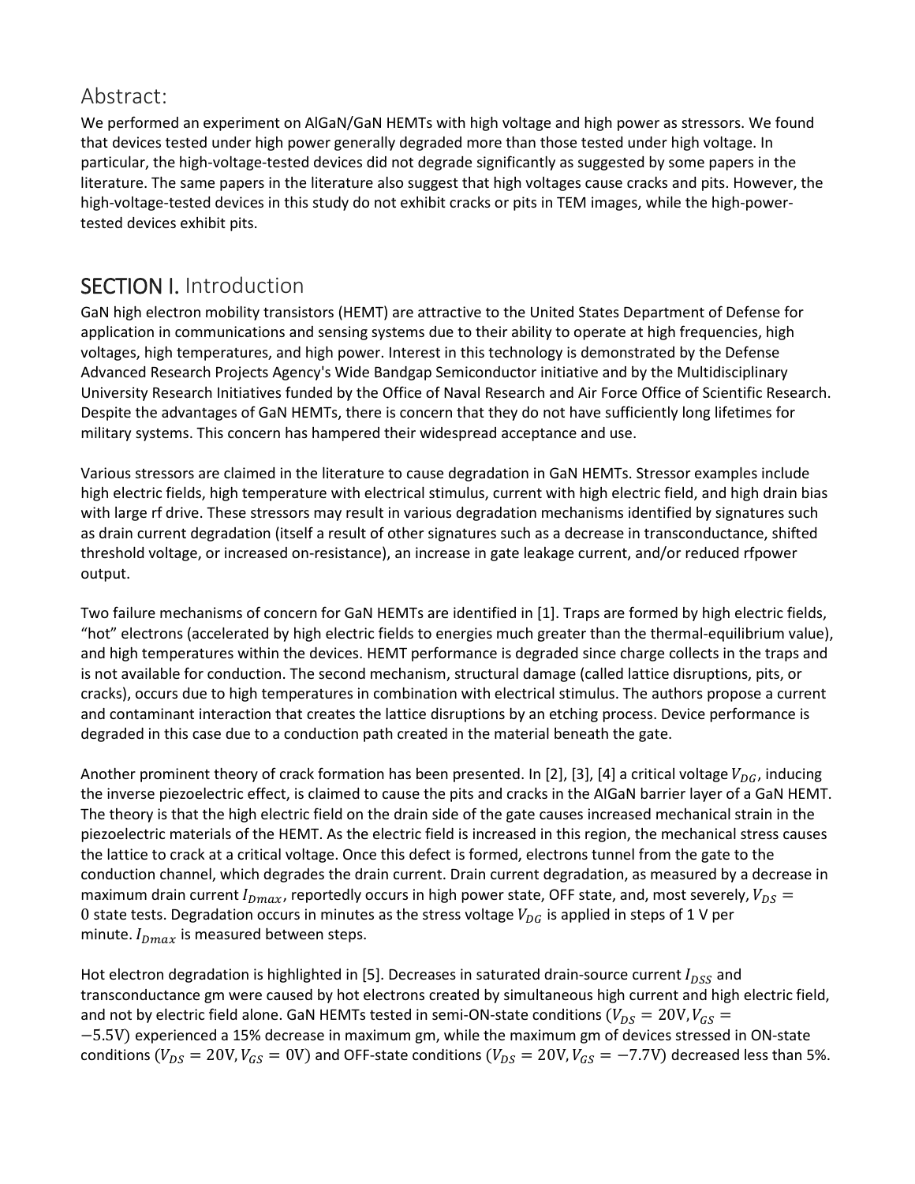## Abstract:

We performed an experiment on AlGaN/GaN HEMTs with high voltage and high power as stressors. We found that devices tested under high power generally degraded more than those tested under high voltage. In particular, the high-voltage-tested devices did not degrade significantly as suggested by some papers in the literature. The same papers in the literature also suggest that high voltages cause cracks and pits. However, the high-voltage-tested devices in this study do not exhibit cracks or pits in TEM images, while the high-power-tested devices exhibit pits.

## SECTION I. Introduction

GaN high electron mobility transistors (HEMT) are attractive to the United States Department of Defense for application in communications and sensing systems due to their ability to operate at high frequencies, high voltages, high temperatures, and high power. Interest in this technology is demonstrated by the Defense Advanced Research Projects Agency's Wide Bandgap Semiconductor initiative and by the Multidisciplinary University Research Initiatives funded by the Office of Naval Research and Air Force Office of Scientific Research. Despite the advantages of GaN HEMTs, there is concern that they do not have sufficiently long lifetimes for military systems. This concern has hampered their widespread acceptance and use.

Various stressors are claimed in the literature to cause degradation in GaN HEMTs. Stressor examples include high electric fields, high temperature with electrical stimulus, current with high electric field, and high drain bias with large rf drive. These stressors may result in various degradation mechanisms identified by signatures such as drain current degradation (itself a result of other signatures such as a decrease in transconductance, shifted threshold voltage, or increased on-resistance), an increase in gate leakage current, and/or reduced rfpower output.

Two failure mechanisms of concern for GaN HEMTs are identified in [1]. Traps are formed by high electric fields, "hot" electrons (accelerated by high electric fields to energies much greater than the thermal-equilibrium value), and high temperatures within the devices. HEMT performance is degraded since charge collects in the traps and is not available for conduction. The second mechanism, structural damage (called lattice disruptions, pits, or cracks), occurs due to high temperatures in combination with electrical stimulus. The authors propose a current and contaminant interaction that creates the lattice disruptions by an etching process. Device performance is degraded in this case due to a conduction path created in the material beneath the gate.

Another prominent theory of crack formation has been presented. In [2], [3], [4] a critical voltage $V_{DG}$, inducing the inverse piezoelectric effect, is claimed to cause the pits and cracks in the AlGaN barrier layer of a GaN HEMT. The theory is that the high electric field on the drain side of the gate causes increased mechanical strain in the piezoelectric materials of the HEMT. As the electric field is increased in this region, the mechanical stress causes the lattice to crack at a critical voltage. Once this defect is formed, electrons tunnel from the gate to the conduction channel, which degrades the drain current. Drain current degradation, as measured by a decrease in maximum drain current $I_{Dmax}$, reportedly occurs in high power state, OFF state, and, most severely, $V_{DS} = 0$ state tests. Degradation occurs in minutes as the stress voltage $V_{DG}$ is applied in steps of 1 V per minute. $I_{Dmax}$ is measured between steps.

Hot electron degradation is highlighted in [5]. Decreases in saturated drain-source current $I_{DSS}$ and transconductance gm were caused by hot electrons created by simultaneous high current and high electric field, and not by electric field alone. GaN HEMTs tested in semi-ON-state conditions ($V_{DS} = 20\text{V}, V_{GS} = -5.5\text{V}$) experienced a 15% decrease in maximum gm, while the maximum gm of devices stressed in ON-state conditions ($V_{DS} = 20\text{V}, V_{GS} = 0\text{V}$) and OFF-state conditions ($V_{DS} = 20\text{V}, V_{GS} = -7.7\text{V}$) decreased less than 5%.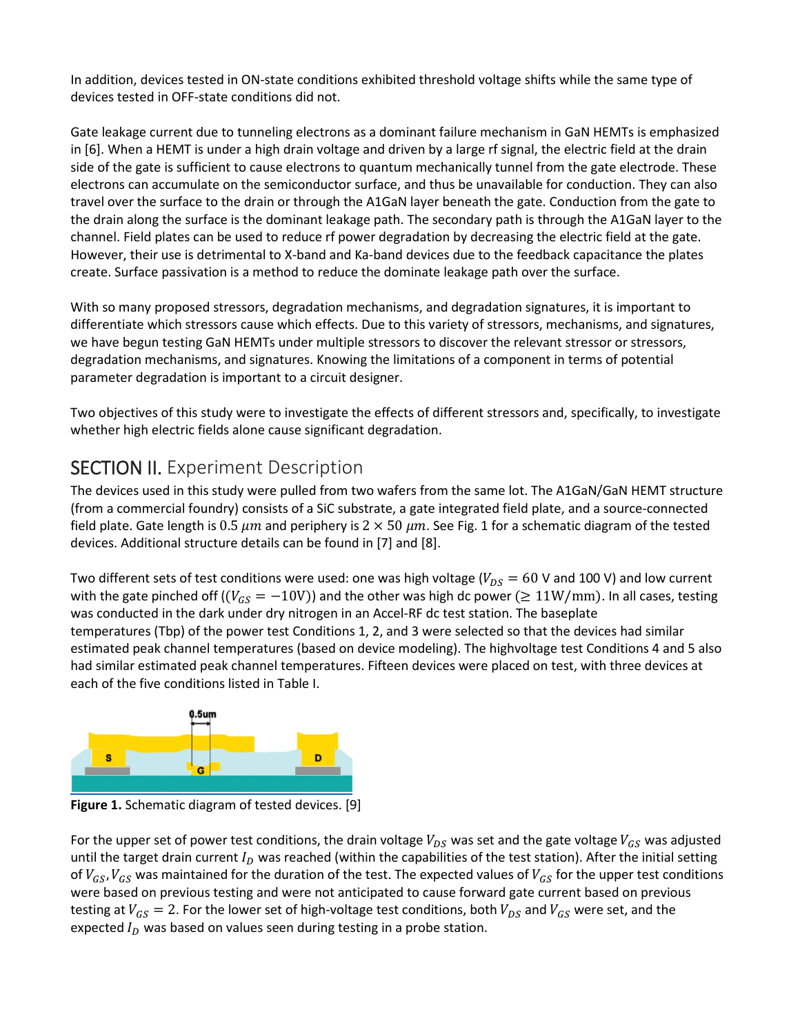In addition, devices tested in ON-state conditions exhibited threshold voltage shifts while the same type of devices tested in OFF-state conditions did not.

Gate leakage current due to tunneling electrons as a dominant failure mechanism in GaN HEMTs is emphasized in [6]. When a HEMT is under a high drain voltage and driven by a large rf signal, the electric field at the drain side of the gate is sufficient to cause electrons to quantum mechanically tunnel from the gate electrode. These electrons can accumulate on the semiconductor surface, and thus be unavailable for conduction. They can also travel over the surface to the drain or through the A1GaN layer beneath the gate. Conduction from the gate to the drain along the surface is the dominant leakage path. The secondary path is through the A1GaN layer to the channel. Field plates can be used to reduce rf power degradation by decreasing the electric field at the gate. However, their use is detrimental to X-band and Ka-band devices due to the feedback capacitance the plates create. Surface passivation is a method to reduce the dominate leakage path over the surface.

With so many proposed stressors, degradation mechanisms, and degradation signatures, it is important to differentiate which stressors cause which effects. Due to this variety of stressors, mechanisms, and signatures, we have begun testing GaN HEMTs under multiple stressors to discover the relevant stressor or stressors, degradation mechanisms, and signatures. Knowing the limitations of a component in terms of potential parameter degradation is important to a circuit designer.

Two objectives of this study were to investigate the effects of different stressors and, specifically, to investigate whether high electric fields alone cause significant degradation.

## SECTION II. Experiment Description

The devices used in this study were pulled from two wafers from the same lot. The A1GaN/GaN HEMT structure (from a commercial foundry) consists of a SiC substrate, a gate integrated field plate, and a source-connected field plate. Gate length is $0.5\ \mu m$ and periphery is $2 \times 50\ \mu m$. See Fig. 1 for a schematic diagram of the tested devices. Additional structure details can be found in [7] and [8].

Two different sets of test conditions were used: one was high voltage ($V_{DS} = 60$ V and 100 V) and low current with the gate pinched off (($V_{GS} = -10\mathrm{V}$)) and the other was high dc power ($\geq 11\mathrm{W/mm}$). In all cases, testing was conducted in the dark under dry nitrogen in an Accel-RF dc test station. The baseplate temperatures (Tbp) of the power test Conditions 1, 2, and 3 were selected so that the devices had similar estimated peak channel temperatures (based on device modeling). The highvoltage test Conditions 4 and 5 also had similar estimated peak channel temperatures. Fifteen devices were placed on test, with three devices at each of the five conditions listed in Table I.

**Figure 1.** Schematic diagram of tested devices. [9]

For the upper set of power test conditions, the drain voltage $V_{DS}$ was set and the gate voltage $V_{GS}$ was adjusted until the target drain current $I_D$ was reached (within the capabilities of the test station). After the initial setting of $V_{GS}$, $V_{GS}$ was maintained for the duration of the test. The expected values of $V_{GS}$ for the upper test conditions were based on previous testing and were not anticipated to cause forward gate current based on previous testing at $V_{GS} = 2$. For the lower set of high-voltage test conditions, both $V_{DS}$ and $V_{GS}$ were set, and the expected $I_D$ was based on values seen during testing in a probe station.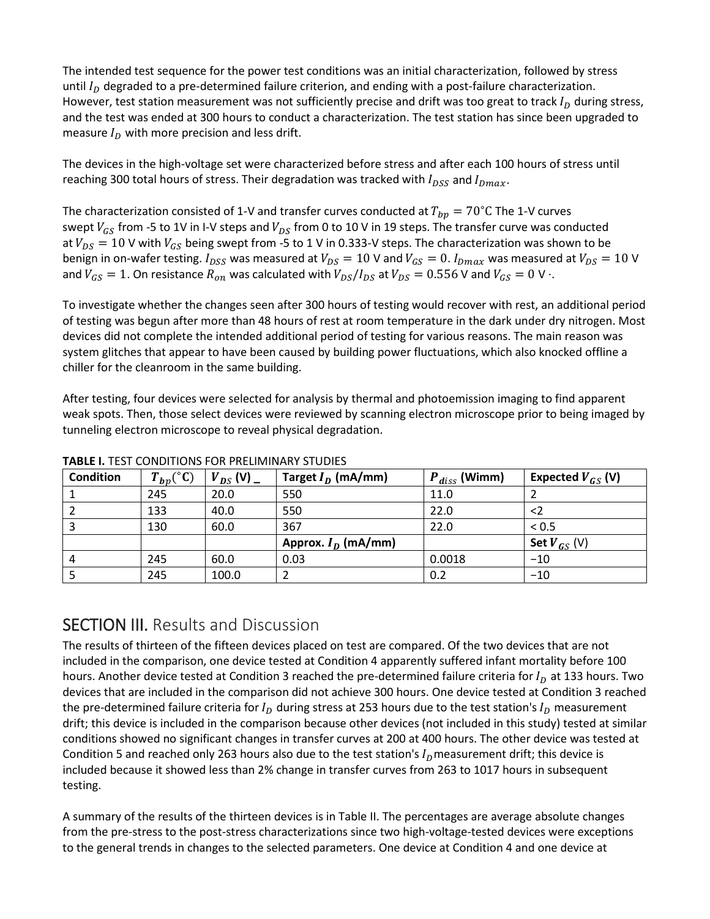The intended test sequence for the power test conditions was an initial characterization, followed by stress until $I_D$ degraded to a pre-determined failure criterion, and ending with a post-failure characterization. However, test station measurement was not sufficiently precise and drift was too great to track $I_D$ during stress, and the test was ended at 300 hours to conduct a characterization. The test station has since been upgraded to measure $I_D$ with more precision and less drift.

The devices in the high-voltage set were characterized before stress and after each 100 hours of stress until reaching 300 total hours of stress. Their degradation was tracked with $I_{DSS}$ and $I_{Dmax}$.

The characterization consisted of 1-V and transfer curves conducted at $T_{bp} = 70^{\circ}\text{C}$ The 1-V curves swept $V_{GS}$ from -5 to 1V in I-V steps and $V_{DS}$ from 0 to 10 V in 19 steps. The transfer curve was conducted at $V_{DS} = 10$ V with $V_{GS}$ being swept from -5 to 1 V in 0.333-V steps. The characterization was shown to be benign in on-wafer testing. $I_{DSS}$ was measured at $V_{DS} = 10$ V and $V_{GS} = 0$. $I_{Dmax}$ was measured at $V_{DS} = 10$ V and $V_{GS} = 1$. On resistance $R_{on}$ was calculated with $V_{DS}/I_{DS}$ at $V_{DS} = 0.556$ V and $V_{GS} = 0$ V ·.

To investigate whether the changes seen after 300 hours of testing would recover with rest, an additional period of testing was begun after more than 48 hours of rest at room temperature in the dark under dry nitrogen. Most devices did not complete the intended additional period of testing for various reasons. The main reason was system glitches that appear to have been caused by building power fluctuations, which also knocked offline a chiller for the cleanroom in the same building.

After testing, four devices were selected for analysis by thermal and photoemission imaging to find apparent weak spots. Then, those select devices were reviewed by scanning electron microscope prior to being imaged by tunneling electron microscope to reveal physical degradation.

**TABLE I.** TEST CONDITIONS FOR PRELIMINARY STUDIES

| Condition | $T_{bp}(^{\circ}\text{C})$ | $V_{DS}$ (V) _ | Target $I_D$ (mA/mm) | $P_{diss}$ (Wimm) | Expected $V_{GS}$ (V) |
|---|---|---|---|---|---|
| 1 | 245 | 20.0 | 550 | 11.0 | 2 |
| 2 | 133 | 40.0 | 550 | 22.0 | <2 |
| 3 | 130 | 60.0 | 367 | 22.0 | < 0.5 |
| | | | **Approx. $I_D$ (mA/mm)** | | **Set $V_{GS}$** (V) |
| 4 | 245 | 60.0 | 0.03 | 0.0018 | −10 |
| 5 | 245 | 100.0 | 2 | 0.2 | −10 |

## SECTION III. Results and Discussion

The results of thirteen of the fifteen devices placed on test are compared. Of the two devices that are not included in the comparison, one device tested at Condition 4 apparently suffered infant mortality before 100 hours. Another device tested at Condition 3 reached the pre-determined failure criteria for $I_D$ at 133 hours. Two devices that are included in the comparison did not achieve 300 hours. One device tested at Condition 3 reached the pre-determined failure criteria for $I_D$ during stress at 253 hours due to the test station's $I_D$ measurement drift; this device is included in the comparison because other devices (not included in this study) tested at similar conditions showed no significant changes in transfer curves at 200 at 400 hours. The other device was tested at Condition 5 and reached only 263 hours also due to the test station's $I_D$ measurement drift; this device is included because it showed less than 2% change in transfer curves from 263 to 1017 hours in subsequent testing.

A summary of the results of the thirteen devices is in Table II. The percentages are average absolute changes from the pre-stress to the post-stress characterizations since two high-voltage-tested devices were exceptions to the general trends in changes to the selected parameters. One device at Condition 4 and one device at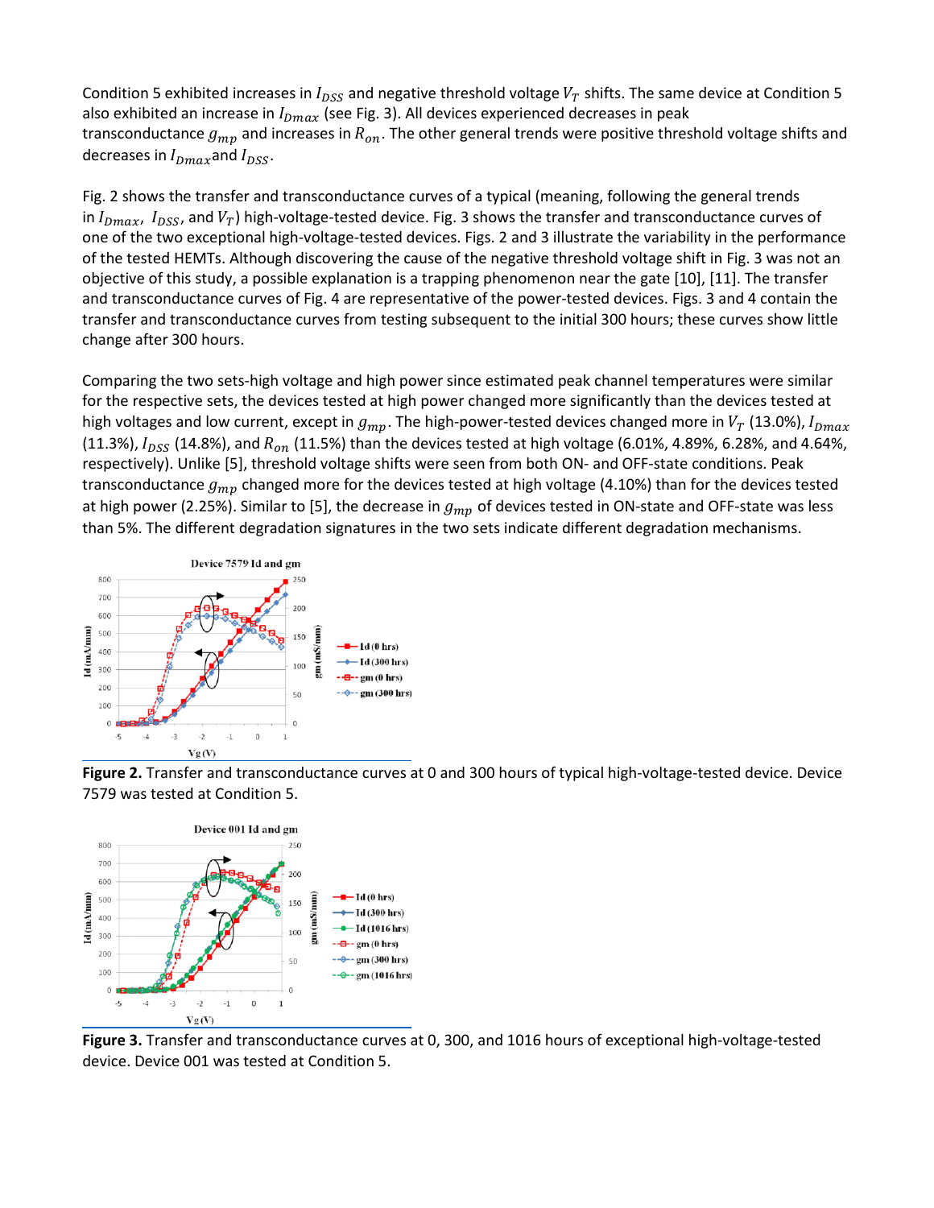Condition 5 exhibited increases in $I_{DSS}$ and negative threshold voltage $V_T$ shifts. The same device at Condition 5 also exhibited an increase in $I_{Dmax}$ (see Fig. 3). All devices experienced decreases in peak transconductance $g_{mp}$ and increases in $R_{on}$. The other general trends were positive threshold voltage shifts and decreases in $I_{Dmax}$ and $I_{DSS}$.

Fig. 2 shows the transfer and transconductance curves of a typical (meaning, following the general trends in $I_{Dmax}$, $I_{DSS}$, and $V_T$) high-voltage-tested device. Fig. 3 shows the transfer and transconductance curves of one of the two exceptional high-voltage-tested devices. Figs. 2 and 3 illustrate the variability in the performance of the tested HEMTs. Although discovering the cause of the negative threshold voltage shift in Fig. 3 was not an objective of this study, a possible explanation is a trapping phenomenon near the gate [10], [11]. The transfer and transconductance curves of Fig. 4 are representative of the power-tested devices. Figs. 3 and 4 contain the transfer and transconductance curves from testing subsequent to the initial 300 hours; these curves show little change after 300 hours.

Comparing the two sets-high voltage and high power since estimated peak channel temperatures were similar for the respective sets, the devices tested at high power changed more significantly than the devices tested at high voltages and low current, except in $g_{mp}$. The high-power-tested devices changed more in $V_T$ (13.0%), $I_{Dmax}$ (11.3%), $I_{DSS}$ (14.8%), and $R_{on}$ (11.5%) than the devices tested at high voltage (6.01%, 4.89%, 6.28%, and 4.64%, respectively). Unlike [5], threshold voltage shifts were seen from both ON- and OFF-state conditions. Peak transconductance $g_{mp}$ changed more for the devices tested at high voltage (4.10%) than for the devices tested at high power (2.25%). Similar to [5], the decrease in $g_{mp}$ of devices tested in ON-state and OFF-state was less than 5%. The different degradation signatures in the two sets indicate different degradation mechanisms.

**Figure 2.** Transfer and transconductance curves at 0 and 300 hours of typical high-voltage-tested device. Device 7579 was tested at Condition 5.

**Figure 3.** Transfer and transconductance curves at 0, 300, and 1016 hours of exceptional high-voltage-tested device. Device 001 was tested at Condition 5.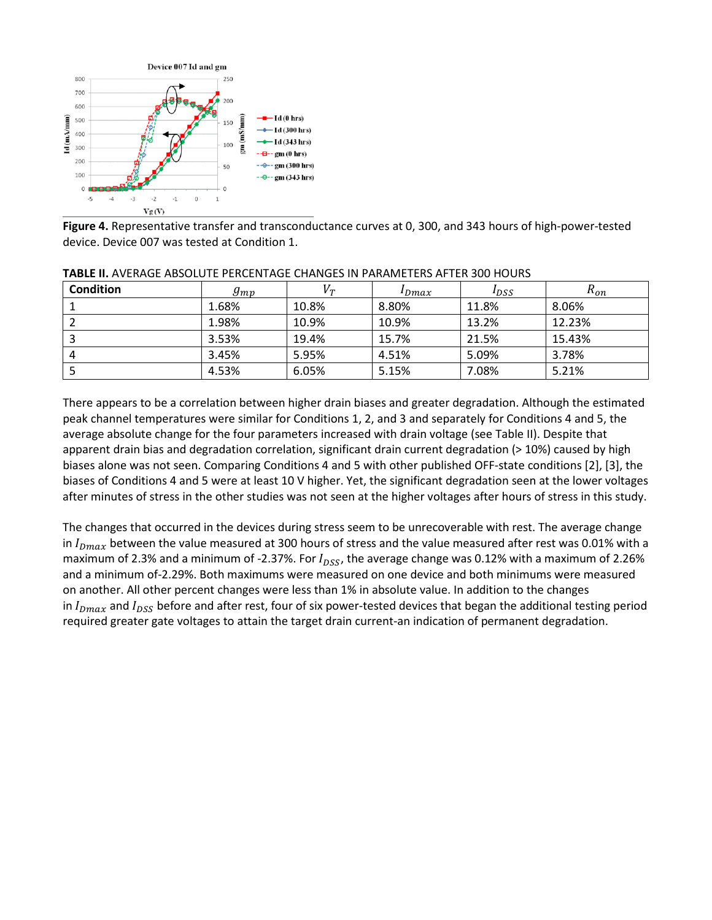**Figure 4.** Representative transfer and transconductance curves at 0, 300, and 343 hours of high-power-tested device. Device 007 was tested at Condition 1.

**TABLE II.** AVERAGE ABSOLUTE PERCENTAGE CHANGES IN PARAMETERS AFTER 300 HOURS

| Condition | $g_{mp}$ | $V_T$ | $I_{Dmax}$ | $I_{DSS}$ | $R_{on}$ |
|---|---|---|---|---|---|
| 1 | 1.68% | 10.8% | 8.80% | 11.8% | 8.06% |
| 2 | 1.98% | 10.9% | 10.9% | 13.2% | 12.23% |
| 3 | 3.53% | 19.4% | 15.7% | 21.5% | 15.43% |
| 4 | 3.45% | 5.95% | 4.51% | 5.09% | 3.78% |
| 5 | 4.53% | 6.05% | 5.15% | 7.08% | 5.21% |

There appears to be a correlation between higher drain biases and greater degradation. Although the estimated peak channel temperatures were similar for Conditions 1, 2, and 3 and separately for Conditions 4 and 5, the average absolute change for the four parameters increased with drain voltage (see Table II). Despite that apparent drain bias and degradation correlation, significant drain current degradation (> 10%) caused by high biases alone was not seen. Comparing Conditions 4 and 5 with other published OFF-state conditions [2], [3], the biases of Conditions 4 and 5 were at least 10 V higher. Yet, the significant degradation seen at the lower voltages after minutes of stress in the other studies was not seen at the higher voltages after hours of stress in this study.

The changes that occurred in the devices during stress seem to be unrecoverable with rest. The average change in $I_{Dmax}$ between the value measured at 300 hours of stress and the value measured after rest was 0.01% with a maximum of 2.3% and a minimum of -2.37%. For $I_{DSS}$, the average change was 0.12% with a maximum of 2.26% and a minimum of-2.29%. Both maximums were measured on one device and both minimums were measured on another. All other percent changes were less than 1% in absolute value. In addition to the changes in $I_{Dmax}$ and $I_{DSS}$ before and after rest, four of six power-tested devices that began the additional testing period required greater gate voltages to attain the target drain current-an indication of permanent degradation.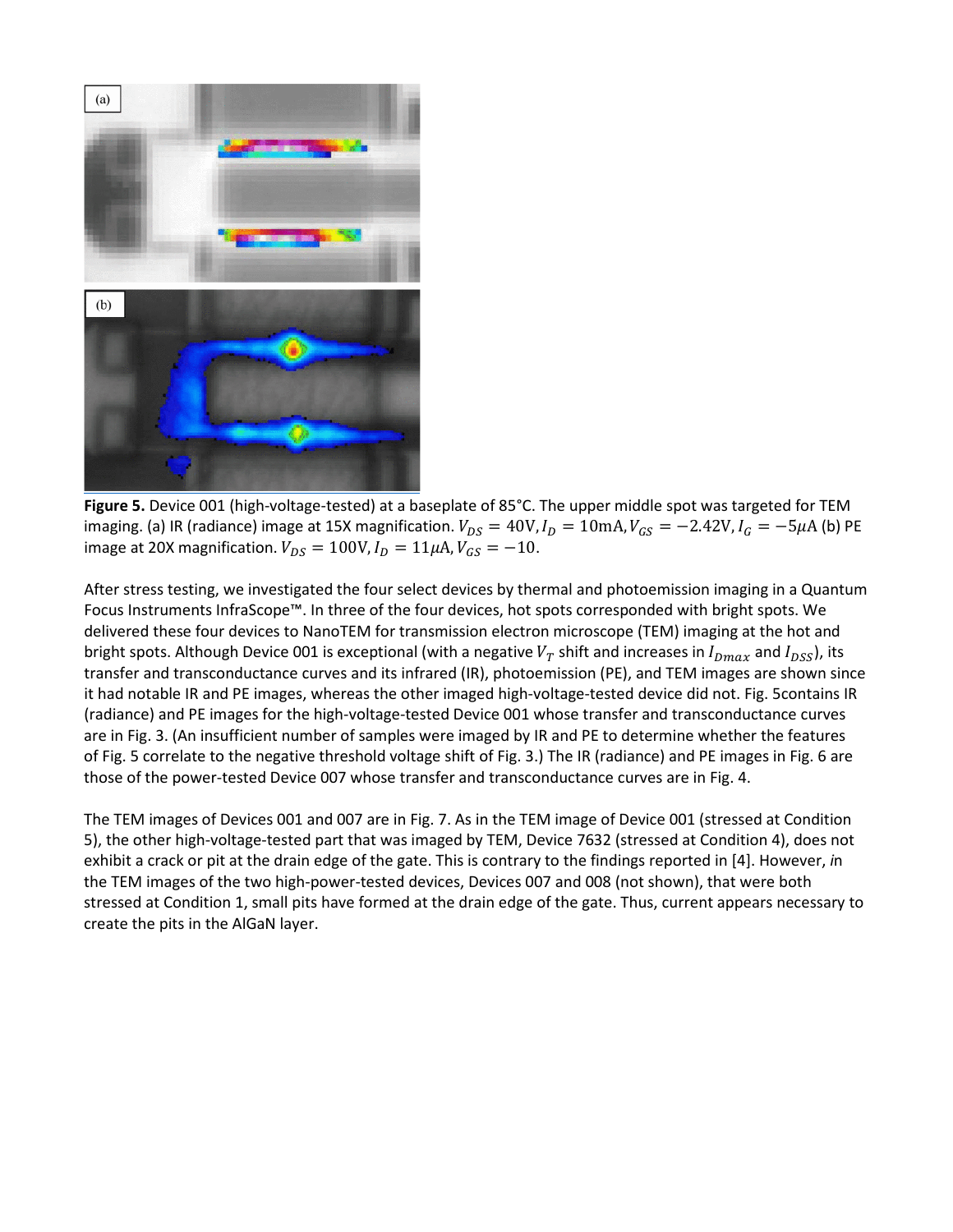**Figure 5.** Device 001 (high-voltage-tested) at a baseplate of 85°C. The upper middle spot was targeted for TEM imaging. (a) IR (radiance) image at 15X magnification. $V_{DS} = 40\text{V}, I_D = 10\text{mA}, V_{GS} = -2.42\text{V}, I_G = -5\mu\text{A}$ (b) PE image at 20X magnification. $V_{DS} = 100\text{V}, I_D = 11\mu\text{A}, V_{GS} = -10$.

After stress testing, we investigated the four select devices by thermal and photoemission imaging in a Quantum Focus Instruments InfraScope™. In three of the four devices, hot spots corresponded with bright spots. We delivered these four devices to NanoTEM for transmission electron microscope (TEM) imaging at the hot and bright spots. Although Device 001 is exceptional (with a negative $V_T$ shift and increases in $I_{Dmax}$ and $I_{DSS}$), its transfer and transconductance curves and its infrared (IR), photoemission (PE), and TEM images are shown since it had notable IR and PE images, whereas the other imaged high-voltage-tested device did not. Fig. 5contains IR (radiance) and PE images for the high-voltage-tested Device 001 whose transfer and transconductance curves are in Fig. 3. (An insufficient number of samples were imaged by IR and PE to determine whether the features of Fig. 5 correlate to the negative threshold voltage shift of Fig. 3.) The IR (radiance) and PE images in Fig. 6 are those of the power-tested Device 007 whose transfer and transconductance curves are in Fig. 4.

The TEM images of Devices 001 and 007 are in Fig. 7. As in the TEM image of Device 001 (stressed at Condition 5), the other high-voltage-tested part that was imaged by TEM, Device 7632 (stressed at Condition 4), does not exhibit a crack or pit at the drain edge of the gate. This is contrary to the findings reported in [4]. However, *i*n the TEM images of the two high-power-tested devices, Devices 007 and 008 (not shown), that were both stressed at Condition 1, small pits have formed at the drain edge of the gate. Thus, current appears necessary to create the pits in the AlGaN layer.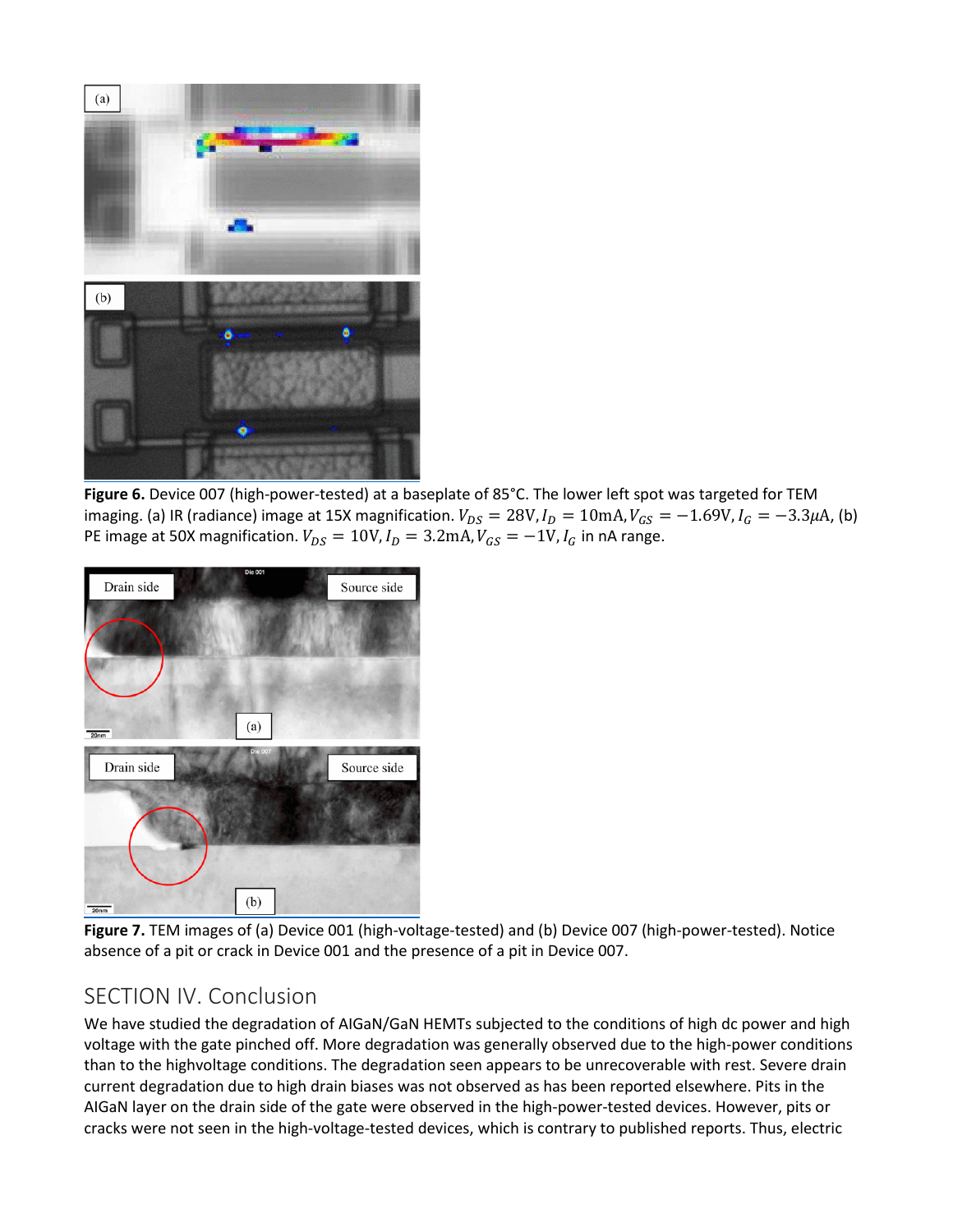**Figure 6.** Device 007 (high-power-tested) at a baseplate of 85°C. The lower left spot was targeted for TEM imaging. (a) IR (radiance) image at 15X magnification. $V_{DS} = 28\text{V}, I_D = 10\text{mA}, V_{GS} = -1.69\text{V}, I_G = -3.3\mu\text{A}$, (b) PE image at 50X magnification. $V_{DS} = 10\text{V}, I_D = 3.2\text{mA}, V_{GS} = -1\text{V}, I_G$ in nA range.

**Figure 7.** TEM images of (a) Device 001 (high-voltage-tested) and (b) Device 007 (high-power-tested). Notice absence of a pit or crack in Device 001 and the presence of a pit in Device 007.

## SECTION IV. Conclusion

We have studied the degradation of AlGaN/GaN HEMTs subjected to the conditions of high dc power and high voltage with the gate pinched off. More degradation was generally observed due to the high-power conditions than to the highvoltage conditions. The degradation seen appears to be unrecoverable with rest. Severe drain current degradation due to high drain biases was not observed as has been reported elsewhere. Pits in the AlGaN layer on the drain side of the gate were observed in the high-power-tested devices. However, pits or cracks were not seen in the high-voltage-tested devices, which is contrary to published reports. Thus, electric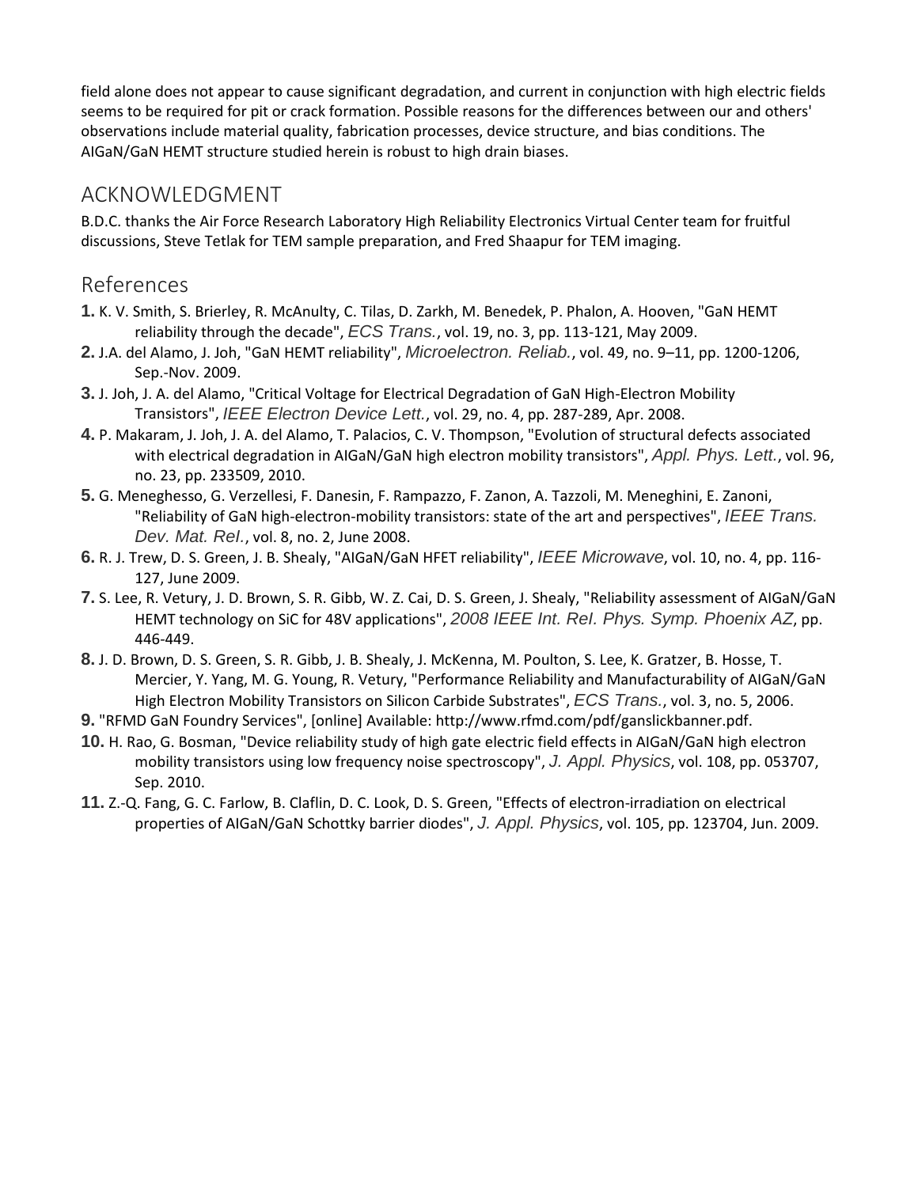field alone does not appear to cause significant degradation, and current in conjunction with high electric fields seems to be required for pit or crack formation. Possible reasons for the differences between our and others' observations include material quality, fabrication processes, device structure, and bias conditions. The AlGaN/GaN HEMT structure studied herein is robust to high drain biases.

## ACKNOWLEDGMENT

B.D.C. thanks the Air Force Research Laboratory High Reliability Electronics Virtual Center team for fruitful discussions, Steve Tetlak for TEM sample preparation, and Fred Shaapur for TEM imaging.

## References

**1.** K. V. Smith, S. Brierley, R. McAnulty, C. Tilas, D. Zarkh, M. Benedek, P. Phalon, A. Hooven, "GaN HEMT reliability through the decade", *ECS Trans.*, vol. 19, no. 3, pp. 113-121, May 2009.

**2.** J.A. del Alamo, J. Joh, "GaN HEMT reliability", *Microelectron. Reliab.*, vol. 49, no. 9–11, pp. 1200-1206, Sep.-Nov. 2009.

**3.** J. Joh, J. A. del Alamo, "Critical Voltage for Electrical Degradation of GaN High-Electron Mobility Transistors", *IEEE Electron Device Lett.*, vol. 29, no. 4, pp. 287-289, Apr. 2008.

**4.** P. Makaram, J. Joh, J. A. del Alamo, T. Palacios, C. V. Thompson, "Evolution of structural defects associated with electrical degradation in AlGaN/GaN high electron mobility transistors", *Appl. Phys. Lett.*, vol. 96, no. 23, pp. 233509, 2010.

**5.** G. Meneghesso, G. Verzellesi, F. Danesin, F. Rampazzo, F. Zanon, A. Tazzoli, M. Meneghini, E. Zanoni, "Reliability of GaN high-electron-mobility transistors: state of the art and perspectives", *IEEE Trans. Dev. Mat. Rel.*, vol. 8, no. 2, June 2008.

**6.** R. J. Trew, D. S. Green, J. B. Shealy, "AlGaN/GaN HFET reliability", *IEEE Microwave*, vol. 10, no. 4, pp. 116-127, June 2009.

**7.** S. Lee, R. Vetury, J. D. Brown, S. R. Gibb, W. Z. Cai, D. S. Green, J. Shealy, "Reliability assessment of AlGaN/GaN HEMT technology on SiC for 48V applications", *2008 IEEE Int. Rel. Phys. Symp. Phoenix AZ*, pp. 446-449.

**8.** J. D. Brown, D. S. Green, S. R. Gibb, J. B. Shealy, J. McKenna, M. Poulton, S. Lee, K. Gratzer, B. Hosse, T. Mercier, Y. Yang, M. G. Young, R. Vetury, "Performance Reliability and Manufacturability of AlGaN/GaN High Electron Mobility Transistors on Silicon Carbide Substrates", *ECS Trans.*, vol. 3, no. 5, 2006.

**9.** "RFMD GaN Foundry Services", [online] Available: http://www.rfmd.com/pdf/ganslickbanner.pdf.

**10.** H. Rao, G. Bosman, "Device reliability study of high gate electric field effects in AlGaN/GaN high electron mobility transistors using low frequency noise spectroscopy", *J. Appl. Physics*, vol. 108, pp. 053707, Sep. 2010.

**11.** Z.-Q. Fang, G. C. Farlow, B. Claflin, D. C. Look, D. S. Green, "Effects of electron-irradiation on electrical properties of AlGaN/GaN Schottky barrier diodes", *J. Appl. Physics*, vol. 105, pp. 123704, Jun. 2009.